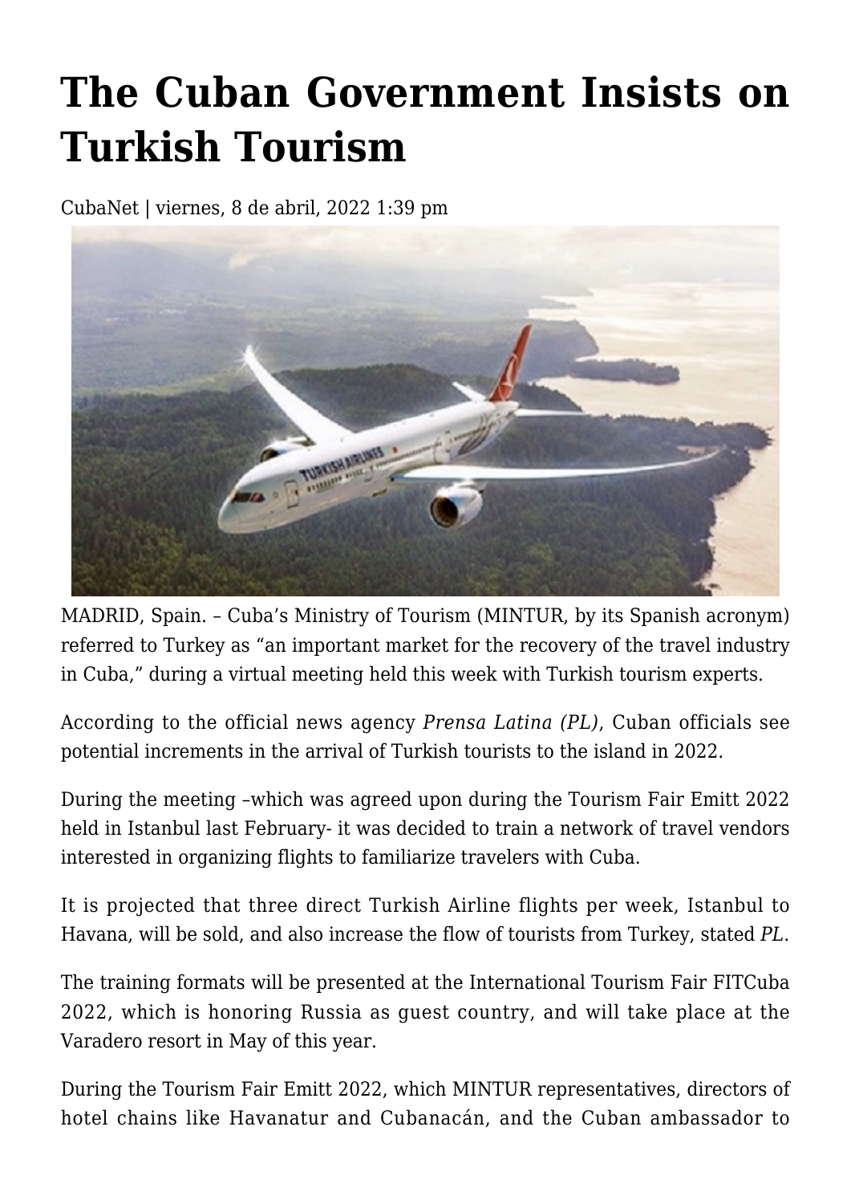# The Cuban Government Insists on Turkish Tourism

CubaNet | viernes, 8 de abril, 2022 1:39 pm

MADRID, Spain. – Cuba's Ministry of Tourism (MINTUR, by its Spanish acronym) referred to Turkey as "an important market for the recovery of the travel industry in Cuba," during a virtual meeting held this week with Turkish tourism experts.

According to the official news agency *Prensa Latina (PL)*, Cuban officials see potential increments in the arrival of Turkish tourists to the island in 2022.

During the meeting –which was agreed upon during the Tourism Fair Emitt 2022 held in Istanbul last February- it was decided to train a network of travel vendors interested in organizing flights to familiarize travelers with Cuba.

It is projected that three direct Turkish Airline flights per week, Istanbul to Havana, will be sold, and also increase the flow of tourists from Turkey, stated *PL*.

The training formats will be presented at the International Tourism Fair FITCuba 2022, which is honoring Russia as guest country, and will take place at the Varadero resort in May of this year.

During the Tourism Fair Emitt 2022, which MINTUR representatives, directors of hotel chains like Havanatur and Cubanacán, and the Cuban ambassador to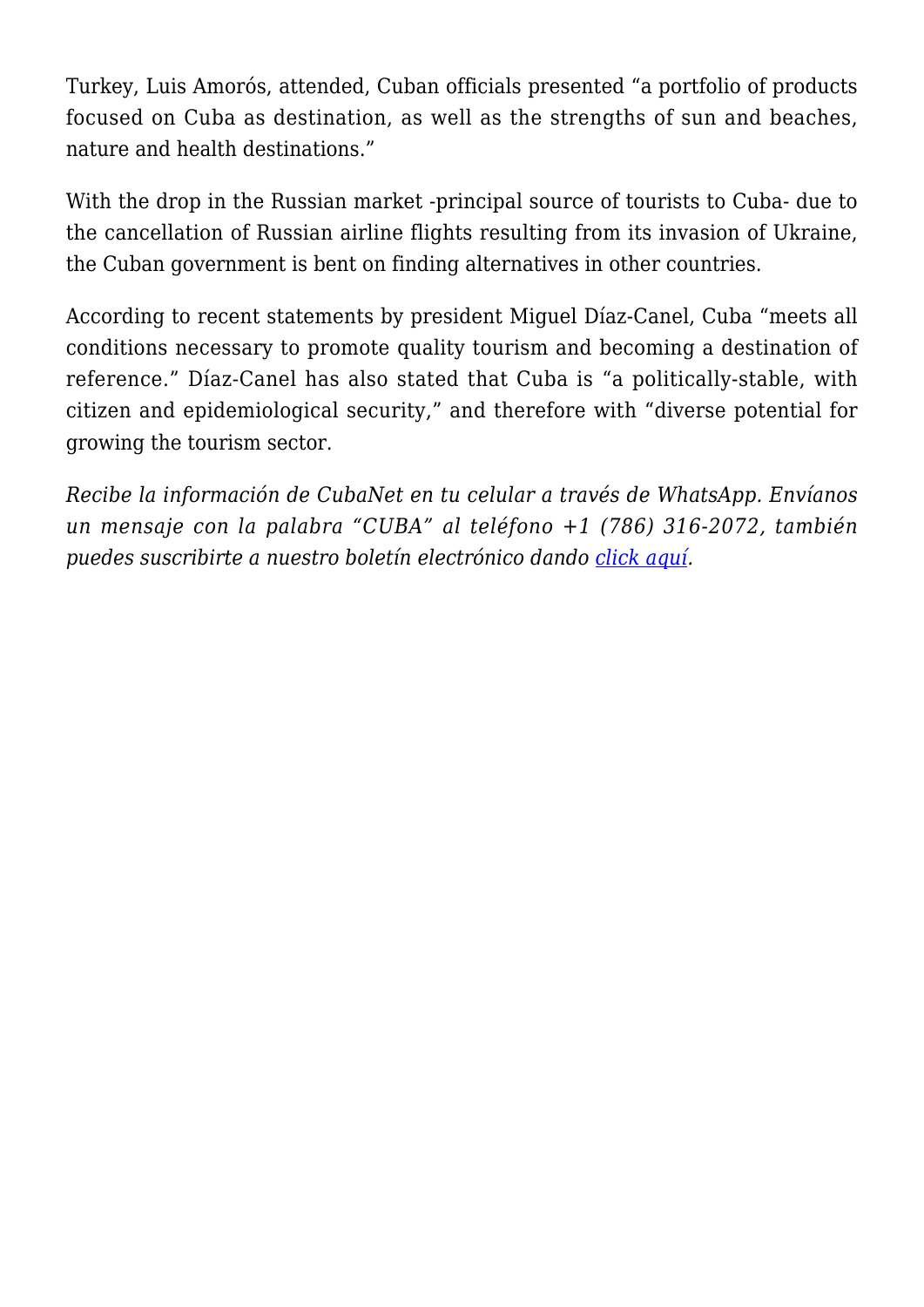Turkey, Luis Amorós, attended, Cuban officials presented "a portfolio of products focused on Cuba as destination, as well as the strengths of sun and beaches, nature and health destinations."

With the drop in the Russian market -principal source of tourists to Cuba- due to the cancellation of Russian airline flights resulting from its invasion of Ukraine, the Cuban government is bent on finding alternatives in other countries.

According to recent statements by president Miguel Díaz-Canel, Cuba "meets all conditions necessary to promote quality tourism and becoming a destination of reference." Díaz-Canel has also stated that Cuba is "a politically-stable, with citizen and epidemiological security," and therefore with "diverse potential for growing the tourism sector.

*Recibe la información de CubaNet en tu celular a través de WhatsApp. Envíanos un mensaje con la palabra "CUBA" al teléfono +1 (786) 316-2072, también puedes suscribirte a nuestro boletín electrónico dando click aquí.*